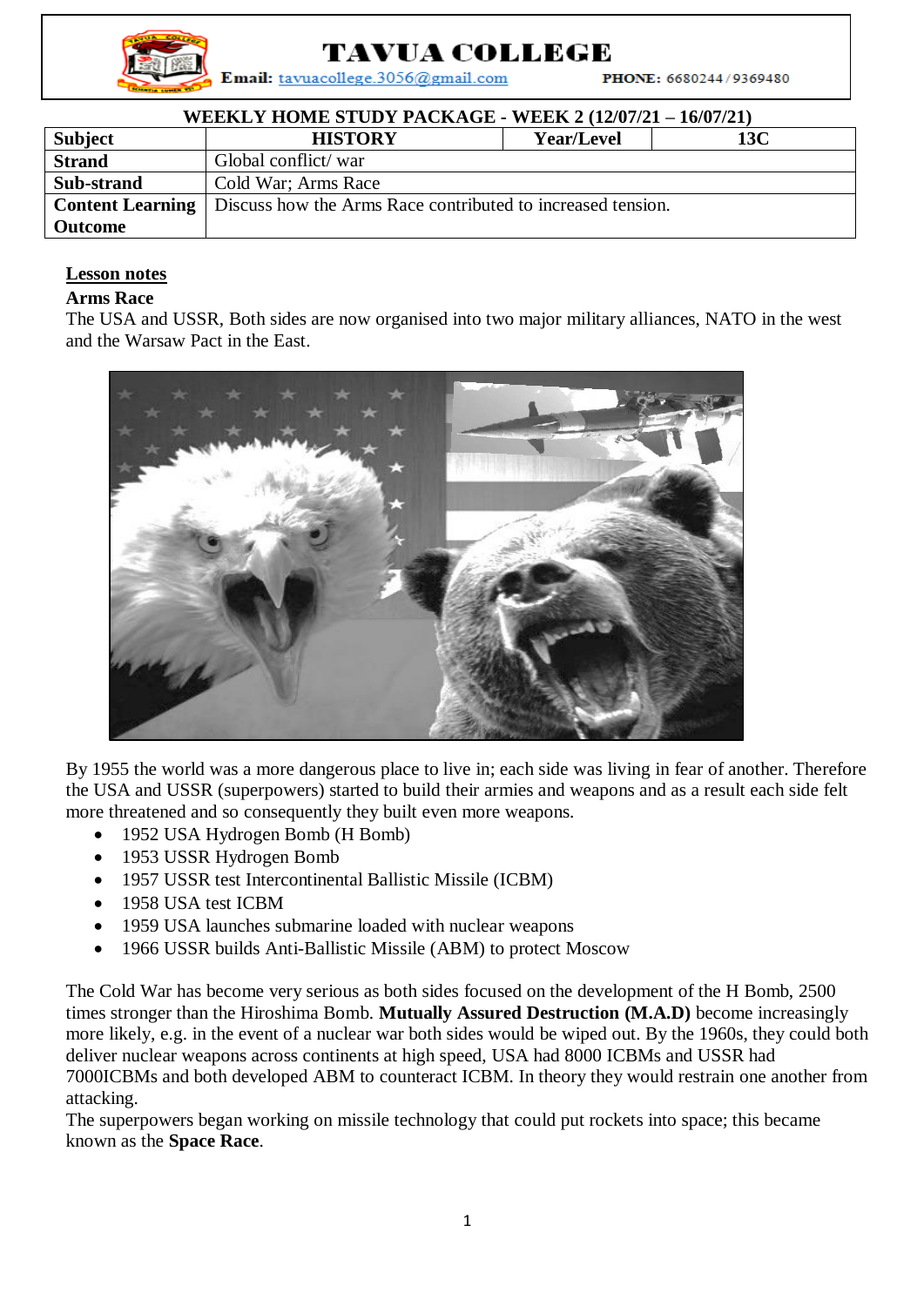# TAVUA COLLEGE

**Email:** tavuacollege.3056@gmail.com **PHONE:** 6680244 / 9369480

**WEEKLY HOME STUDY PACKAGE - WEEK 2 (12/07/21 – 16/07/21)**

| **Subject** | **HISTORY** | **Year/Level** | **13C** |
|---|---|---|---|
| **Strand** | Global conflict/ war | | |
| **Sub-strand** | Cold War; Arms Race | | |
| **Content Learning Outcome** | Discuss how the Arms Race contributed to increased tension. | | |

## Lesson notes

### Arms Race

The USA and USSR, Both sides are now organised into two major military alliances, NATO in the west and the Warsaw Pact in the East.

By 1955 the world was a more dangerous place to live in; each side was living in fear of another. Therefore the USA and USSR (superpowers) started to build their armies and weapons and as a result each side felt more threatened and so consequently they built even more weapons.

- 1952 USA Hydrogen Bomb (H Bomb)
- 1953 USSR Hydrogen Bomb
- 1957 USSR test Intercontinental Ballistic Missile (ICBM)
- 1958 USA test ICBM
- 1959 USA launches submarine loaded with nuclear weapons
- 1966 USSR builds Anti-Ballistic Missile (ABM) to protect Moscow

The Cold War has become very serious as both sides focused on the development of the H Bomb, 2500 times stronger than the Hiroshima Bomb. **Mutually Assured Destruction (M.A.D)** become increasingly more likely, e.g. in the event of a nuclear war both sides would be wiped out. By the 1960s, they could both deliver nuclear weapons across continents at high speed, USA had 8000 ICBMs and USSR had 7000ICBMs and both developed ABM to counteract ICBM. In theory they would restrain one another from attacking.

The superpowers began working on missile technology that could put rockets into space; this became known as the **Space Race**.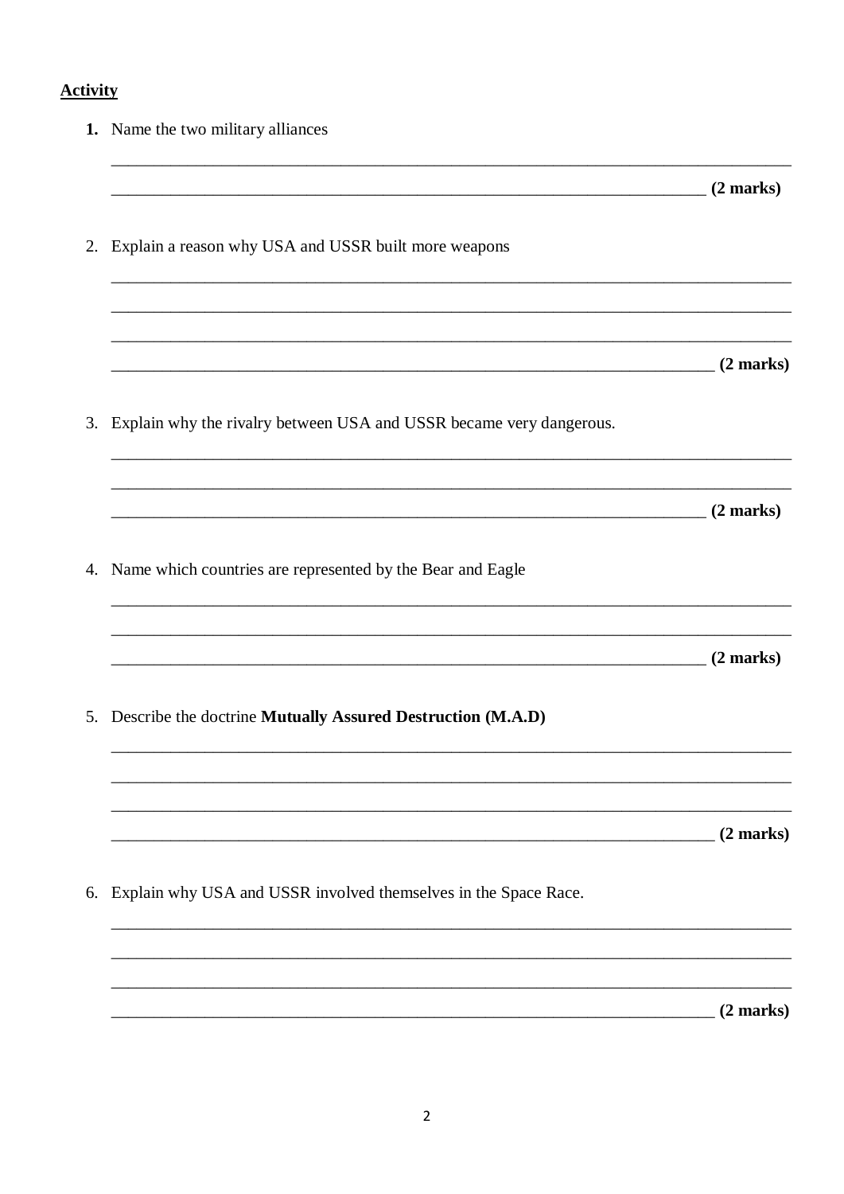**Activity**

1. Name the two military alliances

_____________________________________________________________________________

__________________________________________________________________________ **(2 marks)**

2. Explain a reason why USA and USSR built more weapons

_____________________________________________________________________________

_____________________________________________________________________________

_____________________________________________________________________________

__________________________________________________________________________ **(2 marks)**

3. Explain why the rivalry between USA and USSR became very dangerous.

_____________________________________________________________________________

_____________________________________________________________________________

__________________________________________________________________________ **(2 marks)**

4. Name which countries are represented by the Bear and Eagle

_____________________________________________________________________________

_____________________________________________________________________________

__________________________________________________________________________ **(2 marks)**

5. Describe the doctrine **Mutually Assured Destruction (M.A.D)**

_____________________________________________________________________________

_____________________________________________________________________________

_____________________________________________________________________________

__________________________________________________________________________ **(2 marks)**

6. Explain why USA and USSR involved themselves in the Space Race.

_____________________________________________________________________________

_____________________________________________________________________________

_____________________________________________________________________________

__________________________________________________________________________ **(2 marks)**